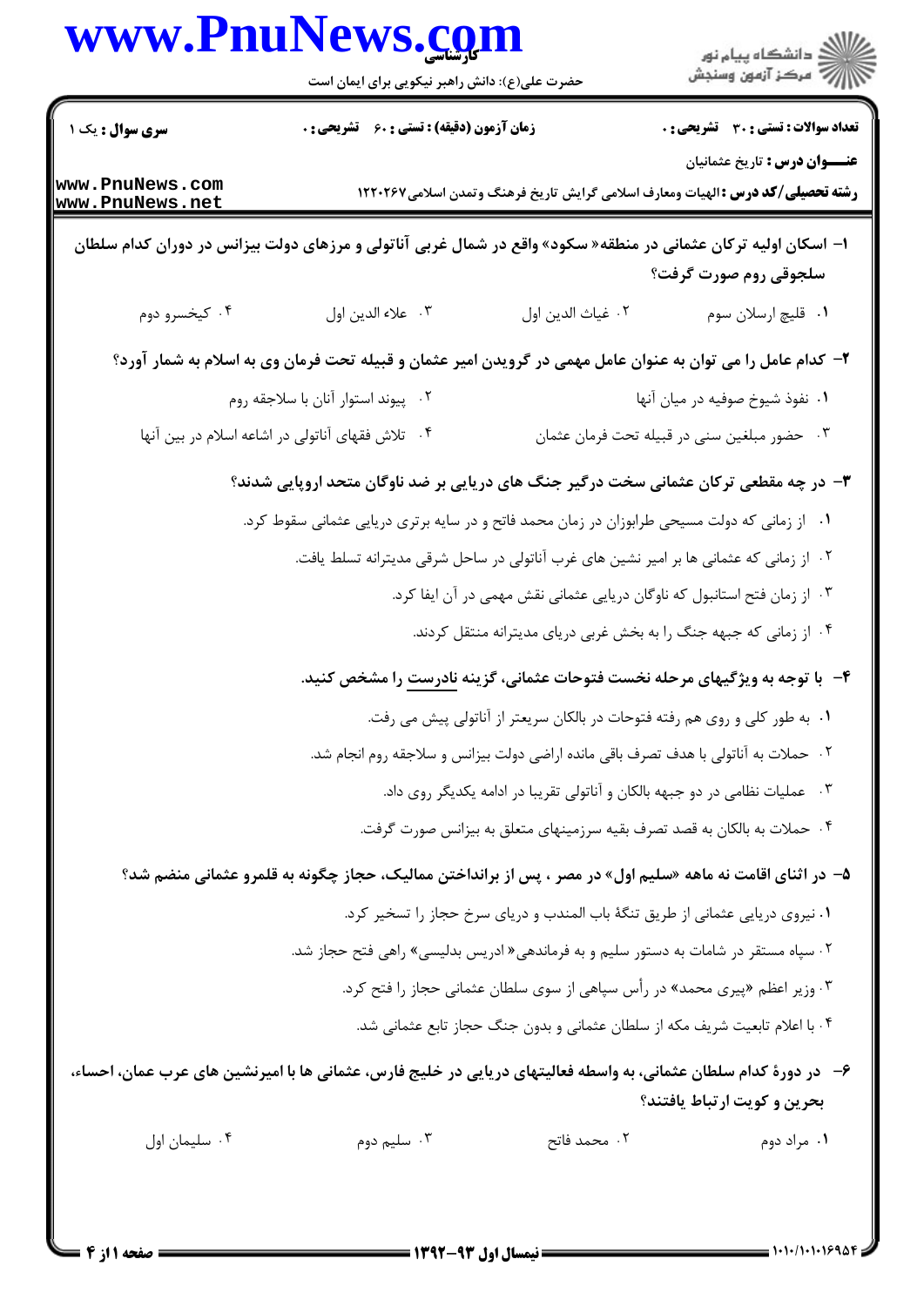**تعداد سوالات : تستی : ۳۰ تشریحی : ۰**　　**زمان آزمون (دقیقه) : تستی : ۶۰ تشریحی : ۰**　　**سری سوال : یک ۱**

**عنـــوان درس :** تاریخ عثمانیان

**رشته تحصیلی/کد درس :** الهیات ومعارف اسلامی گرایش تاریخ فرهنگ وتمدن اسلامی ۱۲۲۰۲۶۷

**۱- اسکان اولیه ترکان عثمانی در منطقه« سکود» واقع در شمال غربی آناتولی و مرزهای دولت بیزانس در دوران کدام سلطان سلجوقی روم صورت گرفت؟**

۱. قلیچ ارسلان سوم　　۲. غیاث الدین اول　　۳. علاء الدین اول　　۴. کیخسرو دوم

**۲- کدام عامل را می توان به عنوان عامل مهمی در گرویدن امیر عثمان و قبیله تحت فرمان وی به اسلام به شمار آورد؟**

۱. نفوذ شیوخ صوفیه در میان آنها
۲. پیوند استوار آنان با سلاجقه روم
۳. حضور مبلغین سنی در قبیله تحت فرمان عثمان
۴. تلاش فقهای آناتولی در اشاعه اسلام در بین آنها

**۳- در چه مقطعی ترکان عثمانی سخت درگیر جنگ های دریایی بر ضد ناوگان متحد اروپایی شدند؟**

۱. از زمانی که دولت مسیحی طرابوزان در زمان محمد فاتح و در سایه برتری دریایی عثمانی سقوط کرد.
۲. از زمانی که عثمانی ها بر امیر نشین های غرب آناتولی در ساحل شرقی مدیترانه تسلط یافت.
۳. از زمان فتح استانبول که ناوگان دریایی عثمانی نقش مهمی در آن ایفا کرد.
۴. از زمانی که جبهه جنگ را به بخش غربی دریای مدیترانه منتقل کردند.

**۴- با توجه به ویژگیهای مرحله نخست فتوحات عثمانی، گزینه نادرست را مشخص کنید.**

۱. به طور کلی و روی هم رفته فتوحات در بالکان سریعتر از آناتولی پیش می رفت.
۲. حملات به آناتولی با هدف تصرف باقی مانده اراضی دولت بیزانس و سلاجقه روم انجام شد.
۳. عملیات نظامی در دو جبهه بالکان و آناتولی تقریبا در ادامه یکدیگر روی داد.
۴. حملات به بالکان به قصد تصرف بقیه سرزمینهای متعلق به بیزانس صورت گرفت.

**۵- در اثنای اقامت نه ماهه «سلیم اول» در مصر ، پس از برانداختن ممالیک، حجاز چگونه به قلمرو عثمانی منضم شد؟**

۱. نیروی دریایی عثمانی از طریق تنگهٔ باب المندب و دریای سرخ حجاز را تسخیر کرد.
۲. سپاه مستقر در شامات به دستور سلیم و به فرماندهی« ادریس بدلیسی» راهی فتح حجاز شد.
۳. وزیر اعظم «پیری محمد» در رأس سپاهی از سوی سلطان عثمانی حجاز را فتح کرد.
۴. با اعلام تابعیت شریف مکه از سلطان عثمانی و بدون جنگ حجاز تابع عثمانی شد.

**۶- در دورهٔ کدام سلطان عثمانی، به واسطه فعالیتهای دریایی در خلیج فارس، عثمانی ها با امیرنشین های عرب عمان، احساء، بحرین و کویت ارتباط یافتند؟**

۱. مراد دوم　　۲. محمد فاتح　　۳. سلیم دوم　　۴. سلیمان اول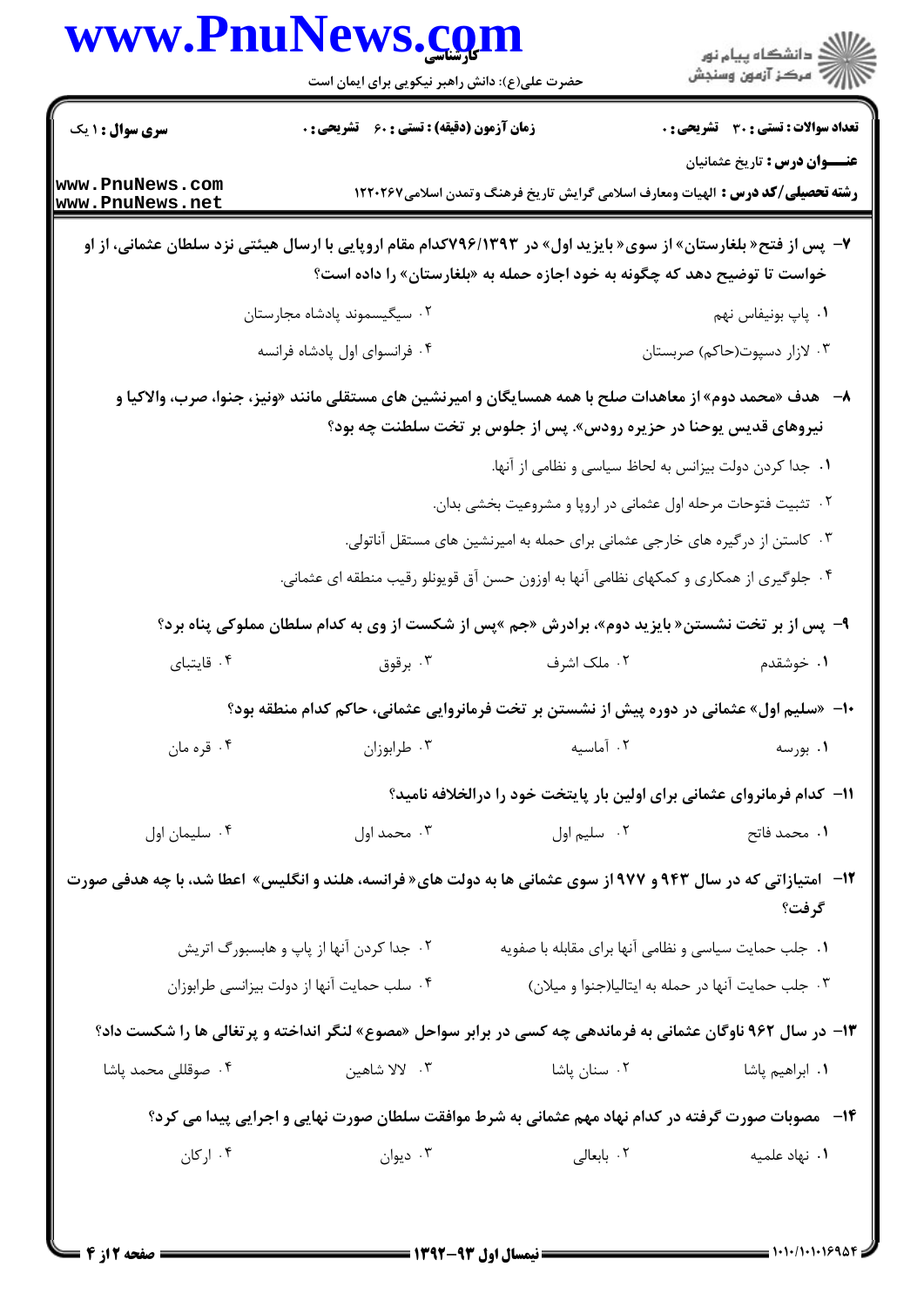۷- پس از فتح« بلغارستان» از سوی« بایزید اول» در ۷۹۶/۱۳۹۳کدام مقام اروپایی با ارسال هیئتی نزد سلطان عثمانی، از او خواست تا توضیح دهد که چگونه به خود اجازه حمله به «بلغارستان» را داده است؟

۱. پاپ بونیفاس نهم

۲. سیگیسموند پادشاه مجارستان

۳. لازار دسپوت(حاکم) صربستان

۴. فرانسوای اول پادشاه فرانسه

۸- هدف «محمد دوم» از معاهدات صلح با همه همسایگان و امیرنشین های مستقلی مانند «ونیز، جنوا، صرب، والاکیا و نیروهای قدیس یوحنا در حزیره رودس». پس از جلوس بر تخت سلطنت چه بود؟

۱. جدا کردن دولت بیزانس به لحاظ سیاسی و نظامی از آنها.

۲. تثبیت فتوحات مرحله اول عثمانی در اروپا و مشروعیت بخشی بدان.

۳. کاستن از درگیره های خارجی عثمانی برای حمله به امیرنشین های مستقل آناتولی.

۴. جلوگیری از همکاری و کمکهای نظامی آنها به اوزون حسن آق قویونلو رقیب منطقه ای عثمانی.

۹- پس از بر تخت نشستن« بایزید دوم»، برادرش «جم »پس از شکست از وی به کدام سلطان مملوکی پناه برد؟

۱. خوشقدم

۲. ملک اشرف

۳. برقوق

۴. قایتبای

۱۰- «سلیم اول» عثمانی در دوره پیش از نشستن بر تخت فرمانروایی عثمانی، حاکم کدام منطقه بود؟

۱. بورسه

۲. آماسیه

۳. طرابوزان

۴. قره مان

۱۱- کدام فرمانروای عثمانی برای اولین بار پایتخت خود را درالخلافه نامید؟

۱. محمد فاتح

۲. سلیم اول

۳. محمد اول

۴. سلیمان اول

۱۲- امتیازاتی که در سال ۹۴۳ و ۹۷۷ از سوی عثمانی ها به دولت های« فرانسه، هلند و انگلیس» اعطا شد، با چه هدفی صورت گرفت؟

۱. جلب حمایت سیاسی و نظامی آنها برای مقابله با صفویه

۲. جدا کردن آنها از پاپ و هابسبورگ اتریش

۳. جلب حمایت آنها در حمله به ایتالیا(جنوا و میلان)

۴. سلب حمایت آنها از دولت بیزانسی طرابوزان

۱۳- در سال ۹۶۲ ناوگان عثمانی به فرماندهی چه کسی در برابر سواحل «مصوع» لنگر انداخته و پرتغالی ها را شکست داد؟

۱. ابراهیم پاشا

۲. سنان پاشا

۳. لالا شاهین

۴. صوقللی محمد پاشا

۱۴- مصوبات صورت گرفته در کدام نهاد مهم عثمانی به شرط موافقت سلطان صورت نهایی و اجرایی پیدا می کرد؟

۱. نهاد علمیه

۲. بابعالی

۳. دیوان

۴. ارکان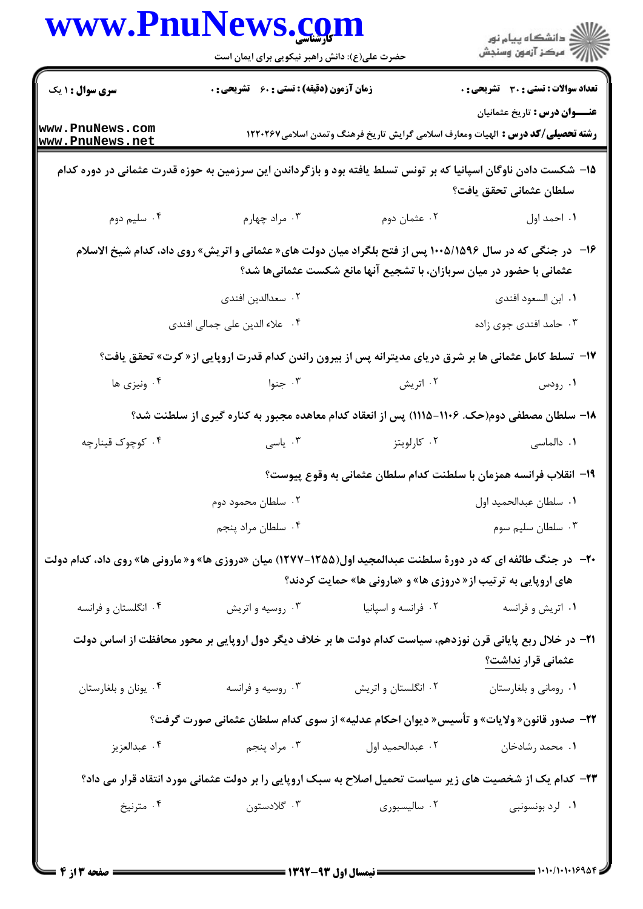**سری سوال:** ۱ یک

**زمان آزمون (دقیقه) : تستی :** ۶۰ **تشریحی :** ۰

**تعداد سوالات : تستی :** ۳۰ **تشریحی :** ۰

**عنـــوان درس :** تاریخ عثمانیان

**رشته تحصیلی/کد درس :** الهیات ومعارف اسلامی گرایش تاریخ فرهنگ وتمدن اسلامی۱۲۲۰۲۶۷

۱۵- شکست دادن ناوگان اسپانیا که بر تونس تسلط یافته بود و بازگرداندن این سرزمین به حوزه قدرت عثمانی در دوره کدام سلطان عثمانی تحقق یافت؟

۱. احمد اول
۲. عثمان دوم
۳. مراد چهارم
۴. سلیم دوم

۱۶- در جنگی که در سال ۱۵۹۶/۱۰۰۵ پس از فتح بلگراد میان دولت های« عثمانی و اتریش» روی داد، کدام شیخ الاسلام عثمانی با حضور در میان سربازان، با تشجیع آنها مانع شکست عثمانی‌ها شد؟

۱. ابن السعود افندی
۲. سعدالدین افندی
۳. حامد افندی جوی زاده
۴. علاء الدین علی جمالی افندی

۱۷- تسلط کامل عثمانی ها بر شرق دریای مدیترانه پس از بیرون راندن کدام قدرت اروپایی از« کرت» تحقق یافت؟

۱. رودس
۲. اتریش
۳. جنوا
۴. ونیزی ها

۱۸- سلطان مصطفی دوم(حک. ۱۱۰۶-۱۱۱۵) پس از انعقاد کدام معاهده مجبور به کناره گیری از سلطنت شد؟

۱. دالماسی
۲. کارلویتز
۳. یاسی
۴. کوچوک قینارچه

۱۹- انقلاب فرانسه همزمان با سلطنت کدام سلطان عثمانی به وقوع پیوست؟

۱. سلطان عبدالحمید اول
۲. سلطان محمود دوم
۳. سلطان سلیم سوم
۴. سلطان مراد پنجم

۲۰- در جنگ طائفه ای که در دورهٔ سلطنت عبدالمجید اول(۱۲۵۵-۱۲۷۷) میان «دروزی ها» و« مارونی ها» روی داد، کدام دولت های اروپایی به ترتیب از« دروزی ها» و «مارونی ها» حمایت کردند؟

۱. اتریش و فرانسه
۲. فرانسه و اسپانیا
۳. روسیه و اتریش
۴. انگلستان و فرانسه

۲۱- در خلال ربع پایانی قرن نوزدهم، سیاست کدام دولت ها بر خلاف دیگر دول اروپایی بر محور محافظت از اساس دولت عثمانی قرار نداشت؟

۱. رومانی و بلغارستان
۲. انگلستان و اتریش
۳. روسیه و فرانسه
۴. یونان و بلغارستان

۲۲- صدور قانون« ولایات» و تأسیس« دیوان احکام عدلیه» از سوی کدام سلطان عثمانی صورت گرفت؟

۱. محمد رشادخان
۲. عبدالحمید اول
۳. مراد پنجم
۴. عبدالعزیز

۲۳- کدام یک از شخصیت های زیر سیاست تحمیل اصلاح به سبک اروپایی را بر دولت عثمانی مورد انتقاد قرار می داد؟

۱. لرد بونسونبی
۲. سالیسبوری
۳. گلادستون
۴. مترنیخ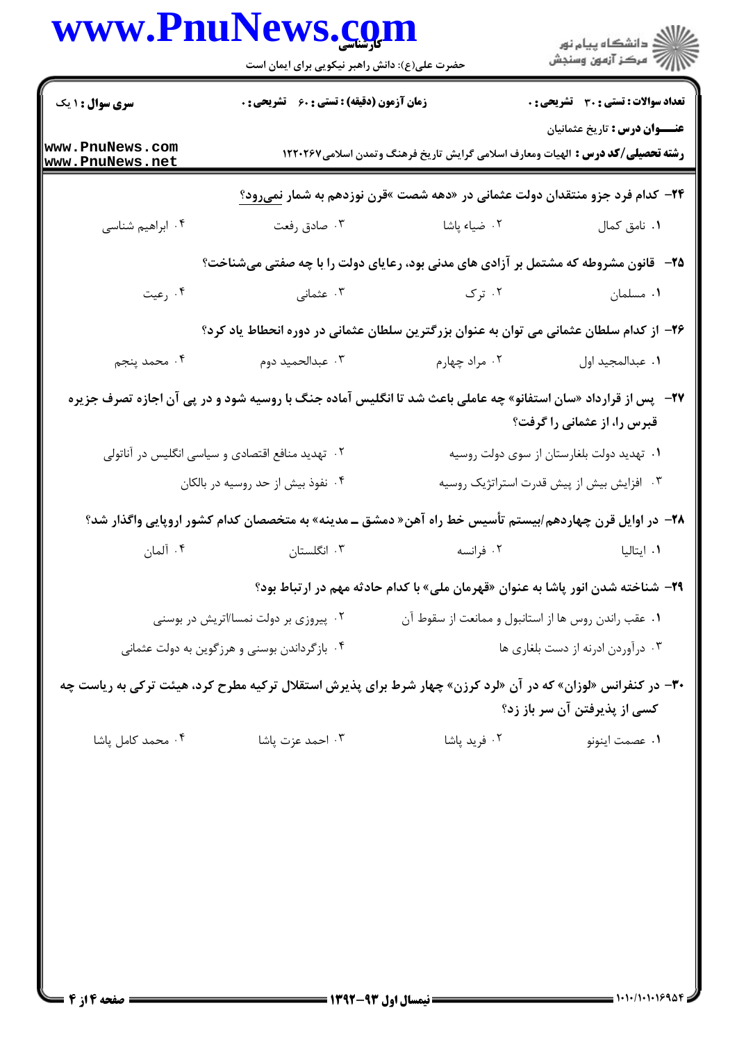**سری سوال :** ۱ یک | **زمان آزمون (دقیقه) : تستی :** ۶۰ **تشریحی :** ۰ | **تعداد سوالات : تستی :** ۳۰ **تشریحی :** ۰

**عنـــوان درس :** تاریخ عثمانیان

**رشته تحصیلی/کد درس :** الهیات ومعارف اسلامی گرایش تاریخ فرهنگ وتمدن اسلامی۱۲۲۰۲۶۷

**۲۴- کدام فرد جزو منتقدان دولت عثمانی در «دهه شصت »قرن نوزدهم به شمار نمی‌رود؟**

۱. نامق کمال
۲. ضیاء پاشا
۳. صادق رفعت
۴. ابراهیم شناسی

**۲۵- قانون مشروطه که مشتمل بر آزادی های مدنی بود، رعایای دولت را با چه صفتی می‌شناخت؟**

۱. مسلمان
۲. ترک
۳. عثمانی
۴. رعیت

**۲۶- از کدام سلطان عثمانی می توان به عنوان بزرگترین سلطان عثمانی در دوره انحطاط یاد کرد؟**

۱. عبدالمجید اول
۲. مراد چهارم
۳. عبدالحمید دوم
۴. محمد پنجم

**۲۷- پس از قرارداد «سان استفانو» چه عاملی باعث شد تا انگلیس آماده جنگ با روسیه شود و در پی آن اجازه تصرف جزیره قبرس را، از عثمانی را گرفت؟**

۱. تهدید دولت بلغارستان از سوی دولت روسیه
۲. تهدید منافع اقتصادی و سیاسی انگلیس در آناتولی
۳. افزایش بیش از پیش قدرت استراتژیک روسیه
۴. نفوذ بیش از حد روسیه در بالکان

**۲۸- در اوایل قرن چهاردهم/بیستم تأسیس خط راه آهن« دمشق ـ مدینه» به متخصصان کدام کشور اروپایی واگذار شد؟**

۱. ایتالیا
۲. فرانسه
۳. انگلستان
۴. آلمان

**۲۹- شناخته شدن انور پاشا به عنوان «قهرمان ملی» با کدام حادثه مهم در ارتباط بود؟**

۱. عقب راندن روس ها از استانبول و ممانعت از سقوط آن
۲. پیروزی بر دولت نمسا/اتریش در بوسنی
۳. درآوردن ادرنه از دست بلغاری ها
۴. بازگرداندن بوسنی و هرزگوین به دولت عثمانی

**۳۰- در کنفرانس «لوزان» که در آن «لرد کرزن» چهار شرط برای پذیرش استقلال ترکیه مطرح کرد، هیئت ترکی به ریاست چه کسی از پذیرفتن آن سر باز زد؟**

۱. عصمت اینونو
۲. فرید پاشا
۳. احمد عزت پاشا
۴. محمد کامل پاشا